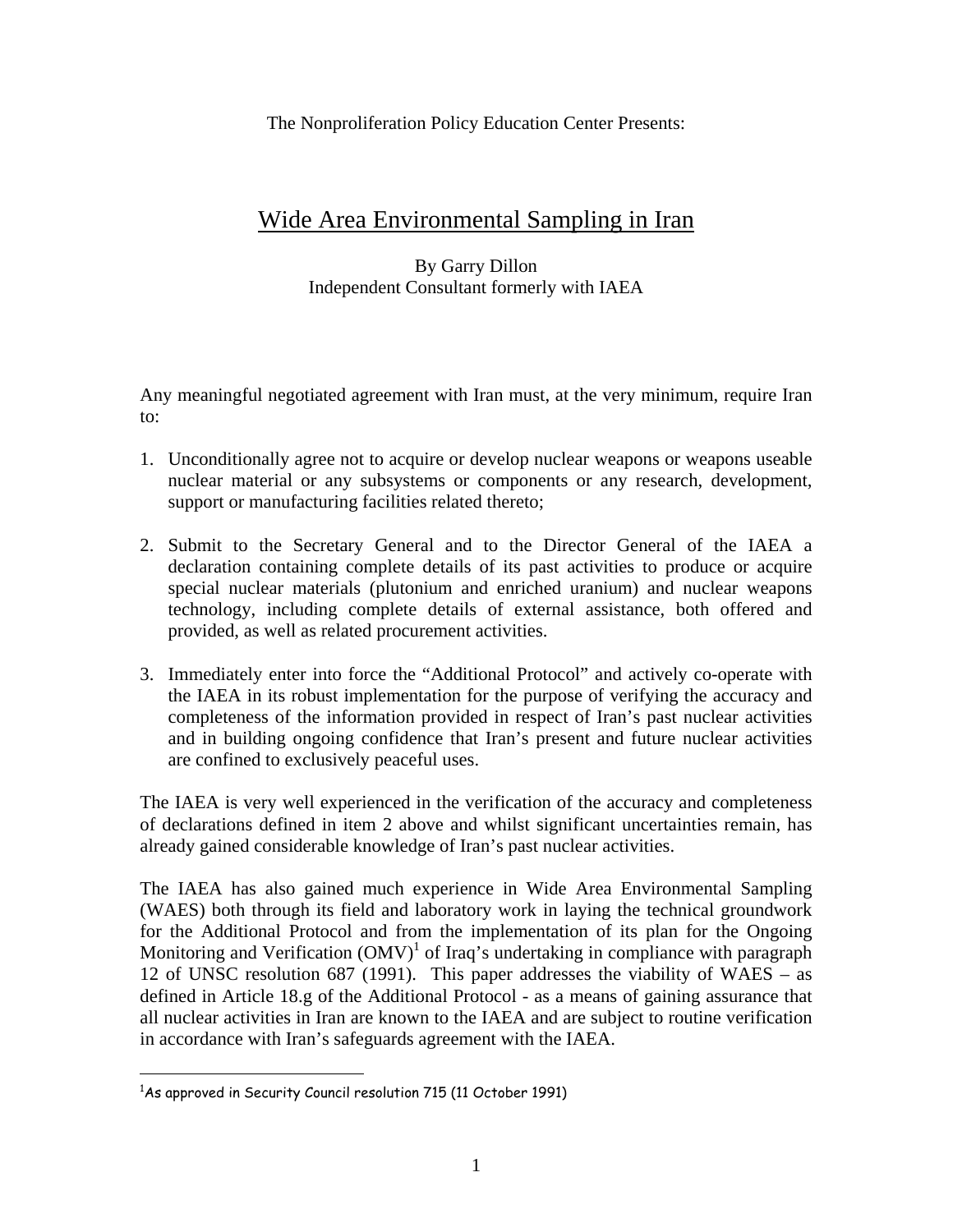The Nonproliferation Policy Education Center Presents:

# Wide Area Environmental Sampling in Iran

By Garry Dillon
Independent Consultant formerly with IAEA

Any meaningful negotiated agreement with Iran must, at the very minimum, require Iran to:

1. Unconditionally agree not to acquire or develop nuclear weapons or weapons useable nuclear material or any subsystems or components or any research, development, support or manufacturing facilities related thereto;

2. Submit to the Secretary General and to the Director General of the IAEA a declaration containing complete details of its past activities to produce or acquire special nuclear materials (plutonium and enriched uranium) and nuclear weapons technology, including complete details of external assistance, both offered and provided, as well as related procurement activities.

3. Immediately enter into force the "Additional Protocol" and actively co-operate with the IAEA in its robust implementation for the purpose of verifying the accuracy and completeness of the information provided in respect of Iran's past nuclear activities and in building ongoing confidence that Iran's present and future nuclear activities are confined to exclusively peaceful uses.

The IAEA is very well experienced in the verification of the accuracy and completeness of declarations defined in item 2 above and whilst significant uncertainties remain, has already gained considerable knowledge of Iran's past nuclear activities.

The IAEA has also gained much experience in Wide Area Environmental Sampling (WAES) both through its field and laboratory work in laying the technical groundwork for the Additional Protocol and from the implementation of its plan for the Ongoing Monitoring and Verification (OMV)[1] of Iraq's undertaking in compliance with paragraph 12 of UNSC resolution 687 (1991). This paper addresses the viability of WAES – as defined in Article 18.g of the Additional Protocol - as a means of gaining assurance that all nuclear activities in Iran are known to the IAEA and are subject to routine verification in accordance with Iran's safeguards agreement with the IAEA.

[1] As approved in Security Council resolution 715 (11 October 1991)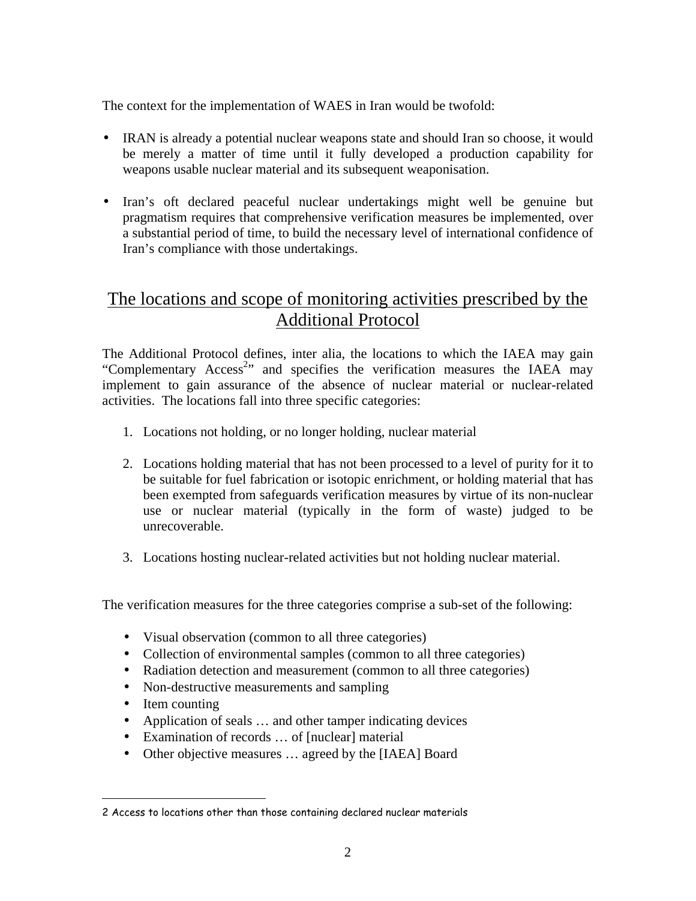The context for the implementation of WAES in Iran would be twofold:

- IRAN is already a potential nuclear weapons state and should Iran so choose, it would be merely a matter of time until it fully developed a production capability for weapons usable nuclear material and its subsequent weaponisation.
- Iran's oft declared peaceful nuclear undertakings might well be genuine but pragmatism requires that comprehensive verification measures be implemented, over a substantial period of time, to build the necessary level of international confidence of Iran's compliance with those undertakings.

## The locations and scope of monitoring activities prescribed by the Additional Protocol

The Additional Protocol defines, inter alia, the locations to which the IAEA may gain "Complementary Access[2]" and specifies the verification measures the IAEA may implement to gain assurance of the absence of nuclear material or nuclear-related activities. The locations fall into three specific categories:

1. Locations not holding, or no longer holding, nuclear material
2. Locations holding material that has not been processed to a level of purity for it to be suitable for fuel fabrication or isotopic enrichment, or holding material that has been exempted from safeguards verification measures by virtue of its non-nuclear use or nuclear material (typically in the form of waste) judged to be unrecoverable.
3. Locations hosting nuclear-related activities but not holding nuclear material.

The verification measures for the three categories comprise a sub-set of the following:

- Visual observation (common to all three categories)
- Collection of environmental samples (common to all three categories)
- Radiation detection and measurement (common to all three categories)
- Non-destructive measurements and sampling
- Item counting
- Application of seals … and other tamper indicating devices
- Examination of records … of [nuclear] material
- Other objective measures … agreed by the [IAEA] Board

2 Access to locations other than those containing declared nuclear materials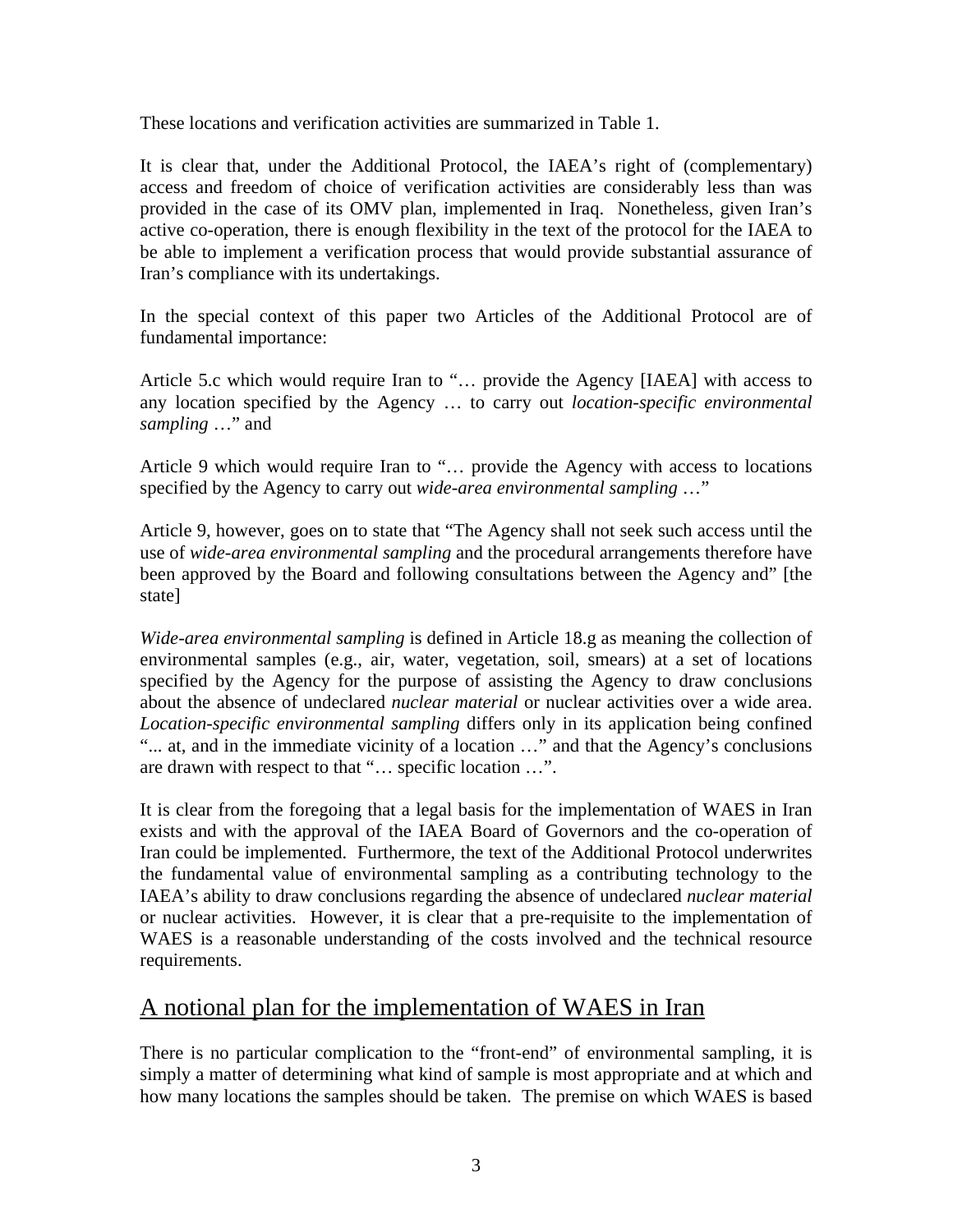These locations and verification activities are summarized in Table 1.

It is clear that, under the Additional Protocol, the IAEA's right of (complementary) access and freedom of choice of verification activities are considerably less than was provided in the case of its OMV plan, implemented in Iraq. Nonetheless, given Iran's active co-operation, there is enough flexibility in the text of the protocol for the IAEA to be able to implement a verification process that would provide substantial assurance of Iran's compliance with its undertakings.

In the special context of this paper two Articles of the Additional Protocol are of fundamental importance:

Article 5.c which would require Iran to "… provide the Agency [IAEA] with access to any location specified by the Agency … to carry out *location-specific environmental sampling* …" and

Article 9 which would require Iran to "… provide the Agency with access to locations specified by the Agency to carry out *wide-area environmental sampling* …"

Article 9, however, goes on to state that "The Agency shall not seek such access until the use of *wide-area environmental sampling* and the procedural arrangements therefore have been approved by the Board and following consultations between the Agency and" [the state]

*Wide-area environmental sampling* is defined in Article 18.g as meaning the collection of environmental samples (e.g., air, water, vegetation, soil, smears) at a set of locations specified by the Agency for the purpose of assisting the Agency to draw conclusions about the absence of undeclared *nuclear material* or nuclear activities over a wide area. *Location-specific environmental sampling* differs only in its application being confined "... at, and in the immediate vicinity of a location …" and that the Agency's conclusions are drawn with respect to that "… specific location …".

It is clear from the foregoing that a legal basis for the implementation of WAES in Iran exists and with the approval of the IAEA Board of Governors and the co-operation of Iran could be implemented. Furthermore, the text of the Additional Protocol underwrites the fundamental value of environmental sampling as a contributing technology to the IAEA's ability to draw conclusions regarding the absence of undeclared *nuclear material* or nuclear activities. However, it is clear that a pre-requisite to the implementation of WAES is a reasonable understanding of the costs involved and the technical resource requirements.

## A notional plan for the implementation of WAES in Iran

There is no particular complication to the "front-end" of environmental sampling, it is simply a matter of determining what kind of sample is most appropriate and at which and how many locations the samples should be taken. The premise on which WAES is based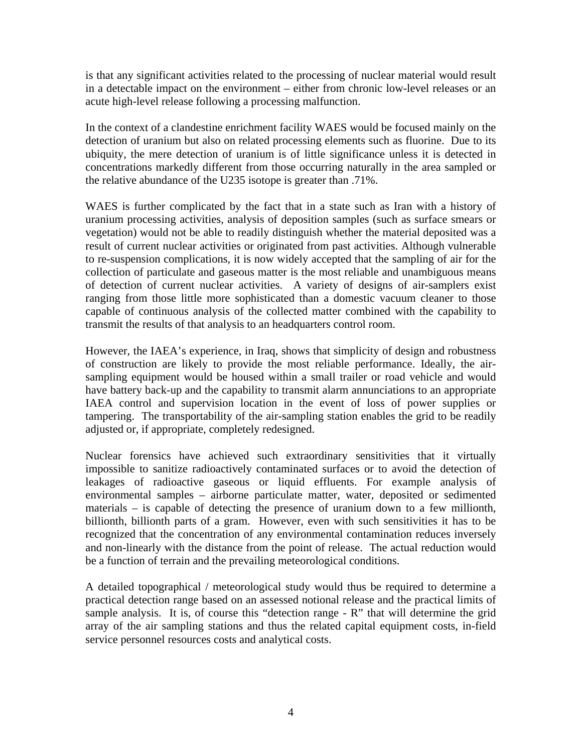is that any significant activities related to the processing of nuclear material would result in a detectable impact on the environment – either from chronic low-level releases or an acute high-level release following a processing malfunction.

In the context of a clandestine enrichment facility WAES would be focused mainly on the detection of uranium but also on related processing elements such as fluorine. Due to its ubiquity, the mere detection of uranium is of little significance unless it is detected in concentrations markedly different from those occurring naturally in the area sampled or the relative abundance of the U235 isotope is greater than .71%.

WAES is further complicated by the fact that in a state such as Iran with a history of uranium processing activities, analysis of deposition samples (such as surface smears or vegetation) would not be able to readily distinguish whether the material deposited was a result of current nuclear activities or originated from past activities. Although vulnerable to re-suspension complications, it is now widely accepted that the sampling of air for the collection of particulate and gaseous matter is the most reliable and unambiguous means of detection of current nuclear activities. A variety of designs of air-samplers exist ranging from those little more sophisticated than a domestic vacuum cleaner to those capable of continuous analysis of the collected matter combined with the capability to transmit the results of that analysis to an headquarters control room.

However, the IAEA's experience, in Iraq, shows that simplicity of design and robustness of construction are likely to provide the most reliable performance. Ideally, the air-sampling equipment would be housed within a small trailer or road vehicle and would have battery back-up and the capability to transmit alarm annunciations to an appropriate IAEA control and supervision location in the event of loss of power supplies or tampering. The transportability of the air-sampling station enables the grid to be readily adjusted or, if appropriate, completely redesigned.

Nuclear forensics have achieved such extraordinary sensitivities that it virtually impossible to sanitize radioactively contaminated surfaces or to avoid the detection of leakages of radioactive gaseous or liquid effluents. For example analysis of environmental samples – airborne particulate matter, water, deposited or sedimented materials – is capable of detecting the presence of uranium down to a few millionth, billionth, billionth parts of a gram. However, even with such sensitivities it has to be recognized that the concentration of any environmental contamination reduces inversely and non-linearly with the distance from the point of release. The actual reduction would be a function of terrain and the prevailing meteorological conditions.

A detailed topographical / meteorological study would thus be required to determine a practical detection range based on an assessed notional release and the practical limits of sample analysis. It is, of course this "detection range - R" that will determine the grid array of the air sampling stations and thus the related capital equipment costs, in-field service personnel resources costs and analytical costs.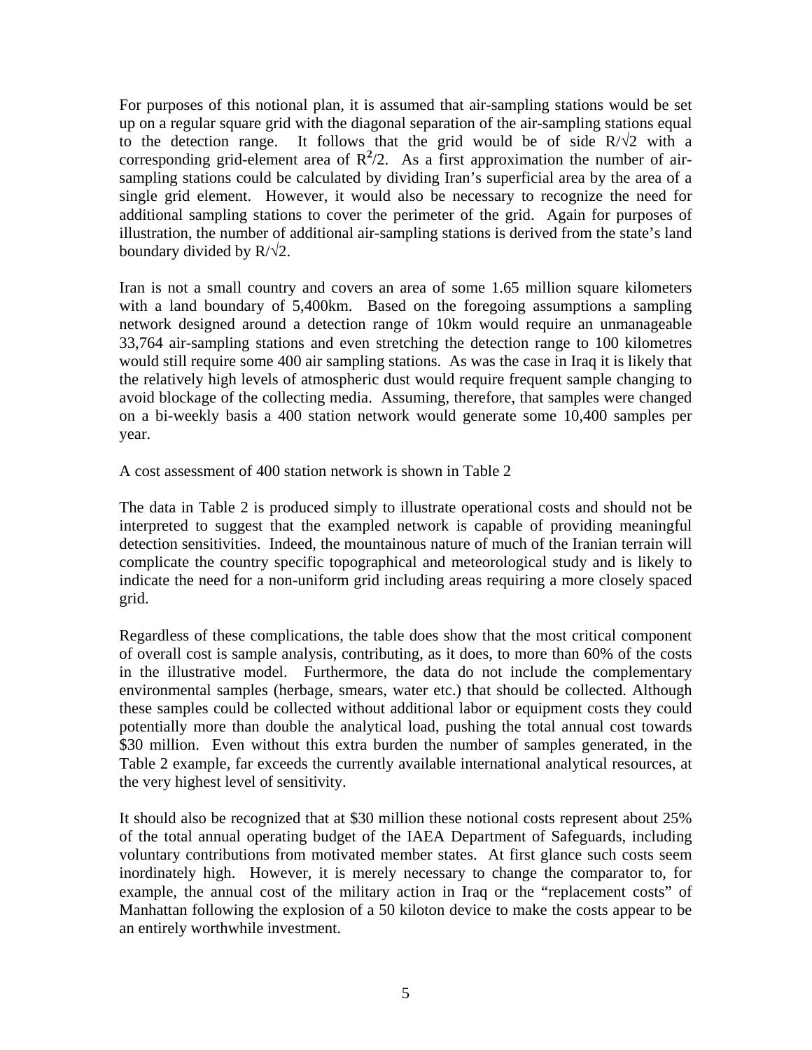For purposes of this notional plan, it is assumed that air-sampling stations would be set up on a regular square grid with the diagonal separation of the air-sampling stations equal to the detection range. It follows that the grid would be of side $R/\sqrt{2}$ with a corresponding grid-element area of $R^2/2$. As a first approximation the number of air-sampling stations could be calculated by dividing Iran's superficial area by the area of a single grid element. However, it would also be necessary to recognize the need for additional sampling stations to cover the perimeter of the grid. Again for purposes of illustration, the number of additional air-sampling stations is derived from the state's land boundary divided by $R/\sqrt{2}$.

Iran is not a small country and covers an area of some 1.65 million square kilometers with a land boundary of 5,400km. Based on the foregoing assumptions a sampling network designed around a detection range of 10km would require an unmanageable 33,764 air-sampling stations and even stretching the detection range to 100 kilometres would still require some 400 air sampling stations. As was the case in Iraq it is likely that the relatively high levels of atmospheric dust would require frequent sample changing to avoid blockage of the collecting media. Assuming, therefore, that samples were changed on a bi-weekly basis a 400 station network would generate some 10,400 samples per year.

A cost assessment of 400 station network is shown in Table 2

The data in Table 2 is produced simply to illustrate operational costs and should not be interpreted to suggest that the exampled network is capable of providing meaningful detection sensitivities. Indeed, the mountainous nature of much of the Iranian terrain will complicate the country specific topographical and meteorological study and is likely to indicate the need for a non-uniform grid including areas requiring a more closely spaced grid.

Regardless of these complications, the table does show that the most critical component of overall cost is sample analysis, contributing, as it does, to more than 60% of the costs in the illustrative model. Furthermore, the data do not include the complementary environmental samples (herbage, smears, water etc.) that should be collected. Although these samples could be collected without additional labor or equipment costs they could potentially more than double the analytical load, pushing the total annual cost towards \$30 million. Even without this extra burden the number of samples generated, in the Table 2 example, far exceeds the currently available international analytical resources, at the very highest level of sensitivity.

It should also be recognized that at \$30 million these notional costs represent about 25% of the total annual operating budget of the IAEA Department of Safeguards, including voluntary contributions from motivated member states. At first glance such costs seem inordinately high. However, it is merely necessary to change the comparator to, for example, the annual cost of the military action in Iraq or the "replacement costs" of Manhattan following the explosion of a 50 kiloton device to make the costs appear to be an entirely worthwhile investment.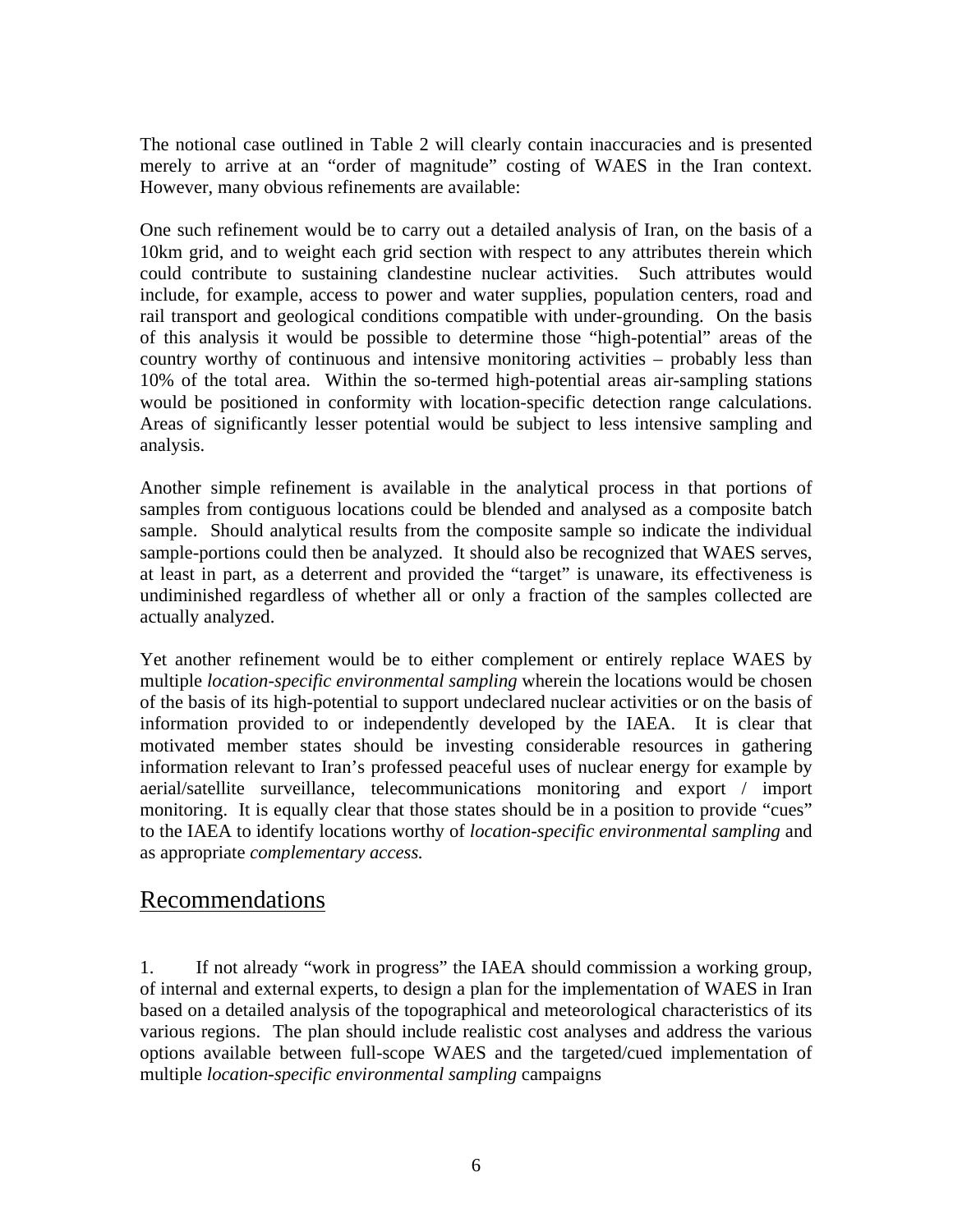The notional case outlined in Table 2 will clearly contain inaccuracies and is presented merely to arrive at an "order of magnitude" costing of WAES in the Iran context. However, many obvious refinements are available:

One such refinement would be to carry out a detailed analysis of Iran, on the basis of a 10km grid, and to weight each grid section with respect to any attributes therein which could contribute to sustaining clandestine nuclear activities. Such attributes would include, for example, access to power and water supplies, population centers, road and rail transport and geological conditions compatible with under-grounding. On the basis of this analysis it would be possible to determine those "high-potential" areas of the country worthy of continuous and intensive monitoring activities – probably less than 10% of the total area. Within the so-termed high-potential areas air-sampling stations would be positioned in conformity with location-specific detection range calculations. Areas of significantly lesser potential would be subject to less intensive sampling and analysis.

Another simple refinement is available in the analytical process in that portions of samples from contiguous locations could be blended and analysed as a composite batch sample. Should analytical results from the composite sample so indicate the individual sample-portions could then be analyzed. It should also be recognized that WAES serves, at least in part, as a deterrent and provided the "target" is unaware, its effectiveness is undiminished regardless of whether all or only a fraction of the samples collected are actually analyzed.

Yet another refinement would be to either complement or entirely replace WAES by multiple *location-specific environmental sampling* wherein the locations would be chosen of the basis of its high-potential to support undeclared nuclear activities or on the basis of information provided to or independently developed by the IAEA. It is clear that motivated member states should be investing considerable resources in gathering information relevant to Iran's professed peaceful uses of nuclear energy for example by aerial/satellite surveillance, telecommunications monitoring and export / import monitoring. It is equally clear that those states should be in a position to provide "cues" to the IAEA to identify locations worthy of *location-specific environmental sampling* and as appropriate *complementary access.*

## Recommendations

1. If not already "work in progress" the IAEA should commission a working group, of internal and external experts, to design a plan for the implementation of WAES in Iran based on a detailed analysis of the topographical and meteorological characteristics of its various regions. The plan should include realistic cost analyses and address the various options available between full-scope WAES and the targeted/cued implementation of multiple *location-specific environmental sampling* campaigns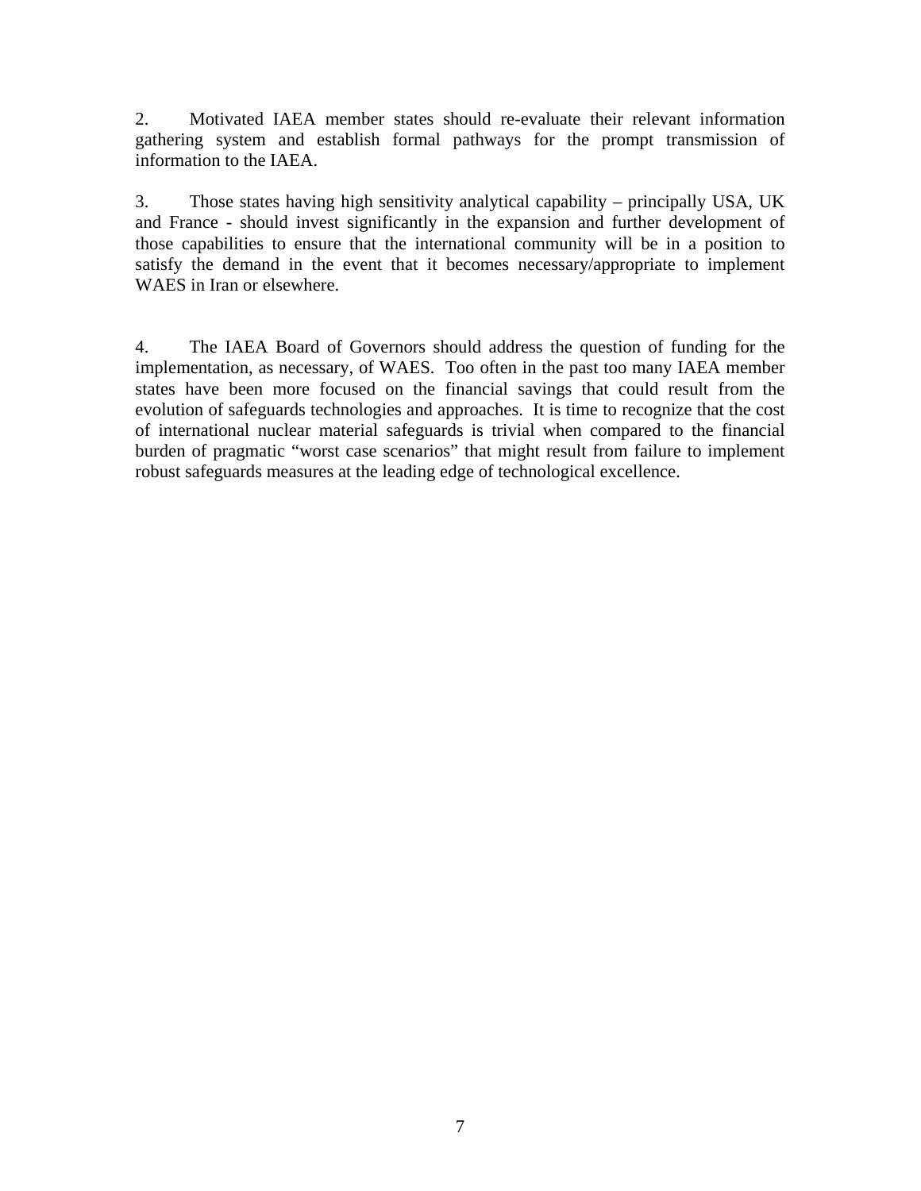2. Motivated IAEA member states should re-evaluate their relevant information gathering system and establish formal pathways for the prompt transmission of information to the IAEA.

3. Those states having high sensitivity analytical capability – principally USA, UK and France - should invest significantly in the expansion and further development of those capabilities to ensure that the international community will be in a position to satisfy the demand in the event that it becomes necessary/appropriate to implement WAES in Iran or elsewhere.

4. The IAEA Board of Governors should address the question of funding for the implementation, as necessary, of WAES. Too often in the past too many IAEA member states have been more focused on the financial savings that could result from the evolution of safeguards technologies and approaches. It is time to recognize that the cost of international nuclear material safeguards is trivial when compared to the financial burden of pragmatic "worst case scenarios" that might result from failure to implement robust safeguards measures at the leading edge of technological excellence.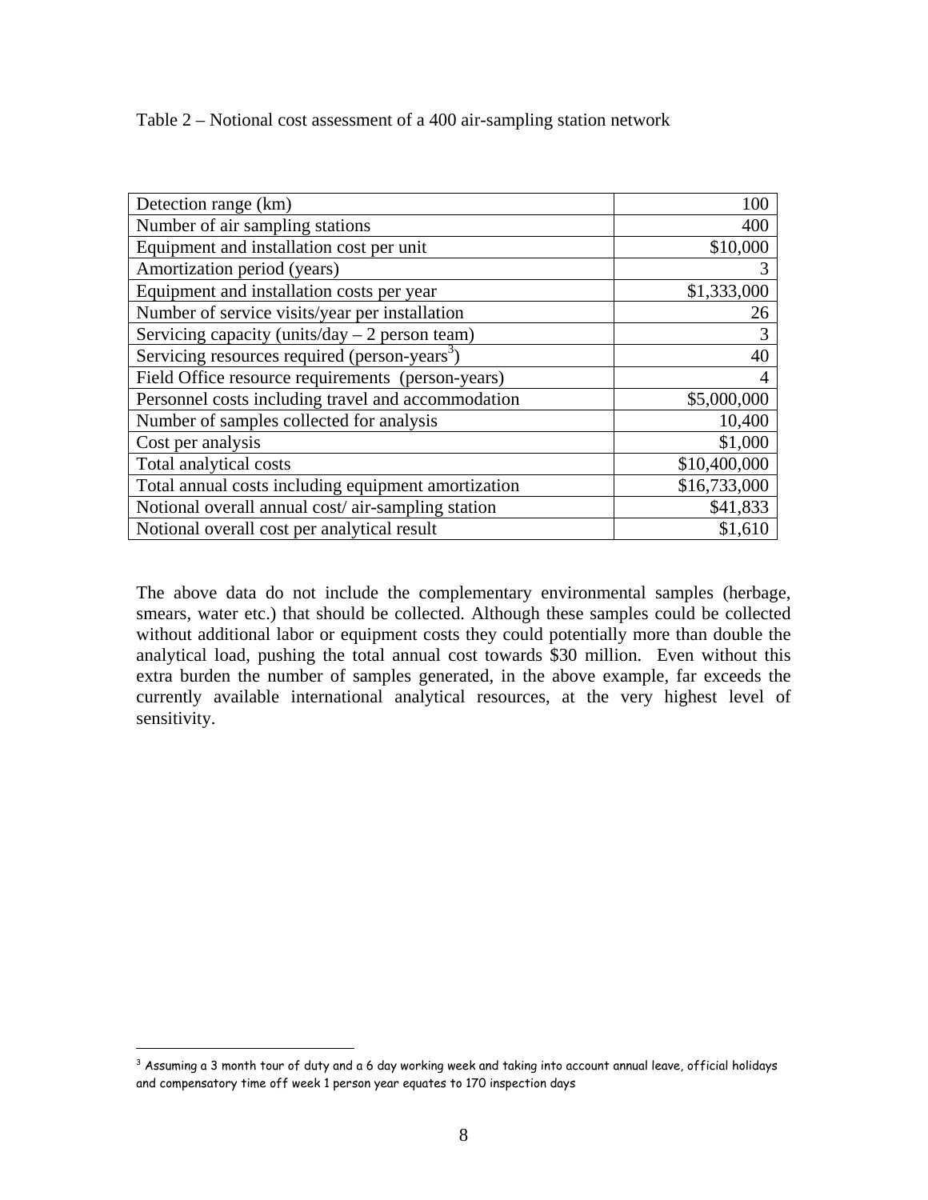Table 2 – Notional cost assessment of a 400 air-sampling station network

| | |
|---|---:|
| Detection range (km) | 100 |
| Number of air sampling stations | 400 |
| Equipment and installation cost per unit | $10,000 |
| Amortization period (years) | 3 |
| Equipment and installation costs per year | $1,333,000 |
| Number of service visits/year per installation | 26 |
| Servicing capacity (units/day – 2 person team) | 3 |
| Servicing resources required (person-years[3]) | 40 |
| Field Office resource requirements (person-years) | 4 |
| Personnel costs including travel and accommodation | $5,000,000 |
| Number of samples collected for analysis | 10,400 |
| Cost per analysis | $1,000 |
| Total analytical costs | $10,400,000 |
| Total annual costs including equipment amortization | $16,733,000 |
| Notional overall annual cost/ air-sampling station | $41,833 |
| Notional overall cost per analytical result | $1,610 |

The above data do not include the complementary environmental samples (herbage, smears, water etc.) that should be collected. Although these samples could be collected without additional labor or equipment costs they could potentially more than double the analytical load, pushing the total annual cost towards $30 million. Even without this extra burden the number of samples generated, in the above example, far exceeds the currently available international analytical resources, at the very highest level of sensitivity.

[3] Assuming a 3 month tour of duty and a 6 day working week and taking into account annual leave, official holidays and compensatory time off week 1 person year equates to 170 inspection days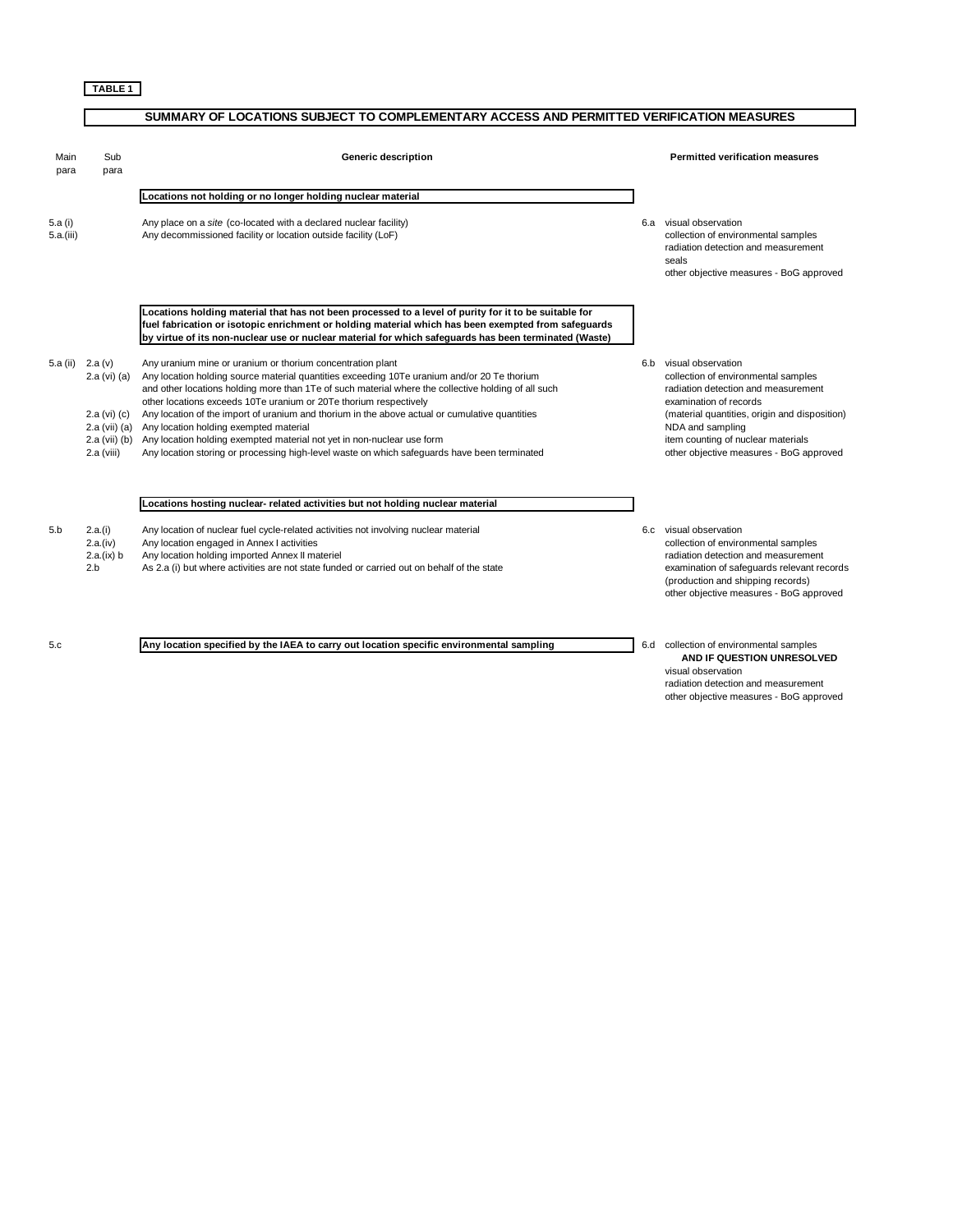**TABLE 1**

## SUMMARY OF LOCATIONS SUBJECT TO COMPLEMENTARY ACCESS AND PERMITTED VERIFICATION MEASURES

| Main para | Sub para | Generic description | | Permitted verification measures |
|---|---|---|---|---|
| | | **Locations not holding or no longer holding nuclear material** | | |
| 5.a (i) | | Any place on a *site* (co-located with a declared nuclear facility) | 6.a | visual observation |
| 5.a.(iii) | | Any decommissioned facility or location outside facility (LoF) | | collection of environmental samples |
| | | | | radiation detection and measurement |
| | | | | seals |
| | | | | other objective measures - BoG approved |
| | | **Locations holding material that has not been processed to a level of purity for it to be suitable for fuel fabrication or isotopic enrichment or holding material which has been exempted from safeguards by virtue of its non-nuclear use or nuclear material for which safeguards has been terminated (Waste)** | | |
| 5.a (ii) | 2.a (v) | Any uranium mine or uranium or thorium concentration plant | 6.b | visual observation |
| | 2.a (vi) (a) | Any location holding source material quantities exceeding 10Te uranium and/or 20 Te thorium and other locations holding more than 1Te of such material where the collective holding of all such other locations exceeds 10Te uranium or 20Te thorium respectively | | collection of environmental samples<br>radiation detection and measurement<br>examination of records |
| | 2.a (vi) (c) | Any location of the import of uranium and thorium in the above actual or cumulative quantities | | (material quantities, origin and disposition) |
| | 2.a (vii) (a) | Any location holding exempted material | | NDA and sampling |
| | 2.a (vii) (b) | Any location holding exempted material not yet in non-nuclear use form | | item counting of nuclear materials |
| | 2.a (viii) | Any location storing or processing high-level waste on which safeguards have been terminated | | other objective measures - BoG approved |
| | | **Locations hosting nuclear- related activities but not holding nuclear material** | | |
| 5.b | 2.a.(i) | Any location of nuclear fuel cycle-related activities not involving nuclear material | 6.c | visual observation |
| | 2.a.(iv) | Any location engaged in Annex I activities | | collection of environmental samples |
| | 2.a.(ix) b | Any location holding imported Annex II materiel | | radiation detection and measurement |
| | 2.b | As 2.a (i) but where activities are not state funded or carried out on behalf of the state | | examination of safeguards relevant records<br>(production and shipping records) |
| | | | | other objective measures - BoG approved |
| 5.c | | **Any location specified by the IAEA to carry out location specific environmental sampling** | 6.d | collection of environmental samples |
| | | | | **AND IF QUESTION UNRESOLVED** |
| | | | | visual observation |
| | | | | radiation detection and measurement |
| | | | | other objective measures - BoG approved |